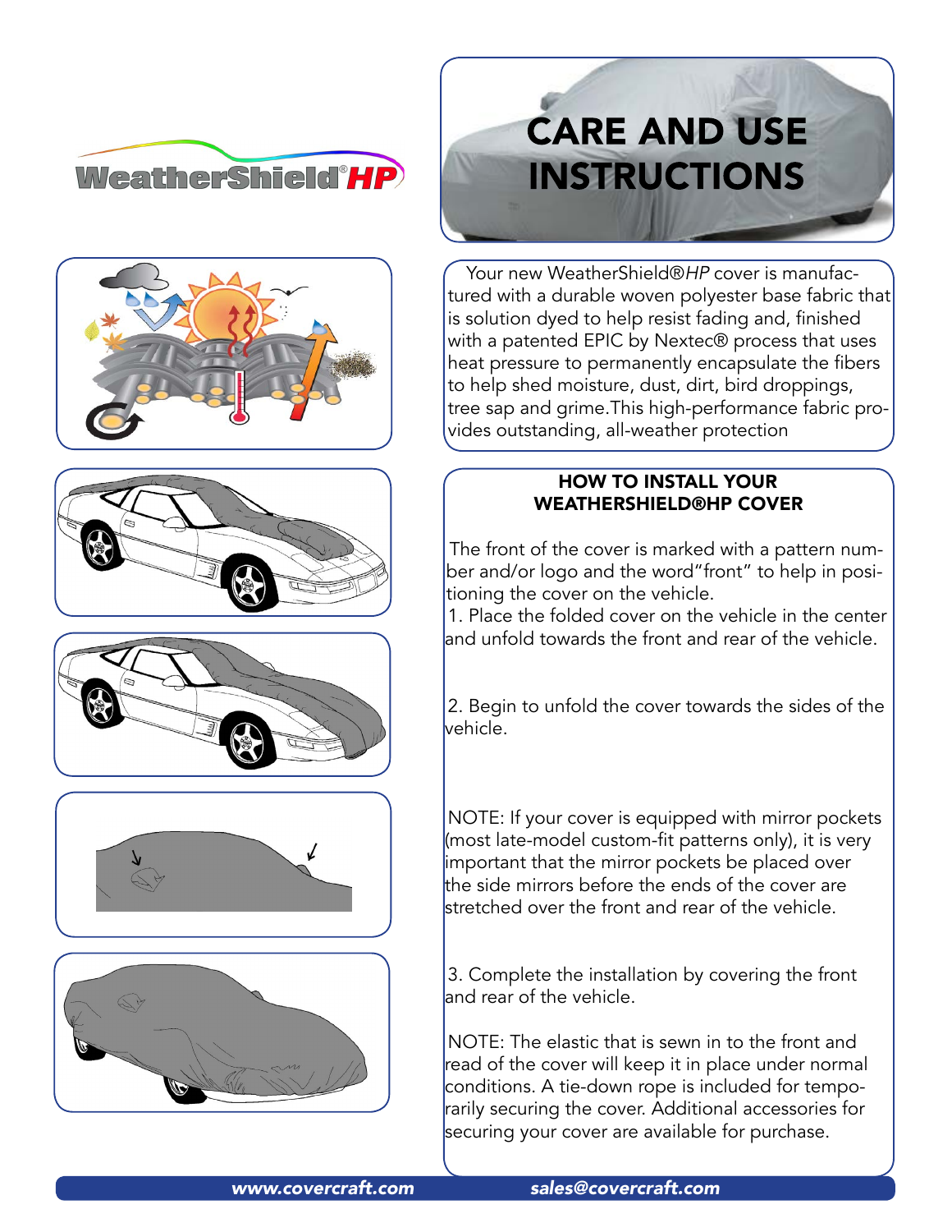WeatherShield®HP

# CARE AND USE INSTRUCTIONS

Your new WeatherShield®*HP* cover is manufactured with a durable woven polyester base fabric that is solution dyed to help resist fading and, finished with a patented EPIC by Nextec® process that uses heat pressure to permanently encapsulate the fibers to help shed moisture, dust, dirt, bird droppings, tree sap and grime.This high-performance fabric provides outstanding, all-weather protection

## HOW TO INSTALL YOUR WEATHERSHIELD®HP COVER

The front of the cover is marked with a pattern number and/or logo and the word"front" to help in positioning the cover on the vehicle.

1. Place the folded cover on the vehicle in the center and unfold towards the front and rear of the vehicle.

2. Begin to unfold the cover towards the sides of the vehicle.

NOTE: If your cover is equipped with mirror pockets (most late-model custom-fit patterns only), it is very important that the mirror pockets be placed over the side mirrors before the ends of the cover are stretched over the front and rear of the vehicle.

3. Complete the installation by covering the front and rear of the vehicle.

NOTE: The elastic that is sewn in to the front and read of the cover will keep it in place under normal conditions. A tie-down rope is included for temporarily securing the cover. Additional accessories for securing your cover are available for purchase.

*www.covercraft.com* *sales@covercraft.com*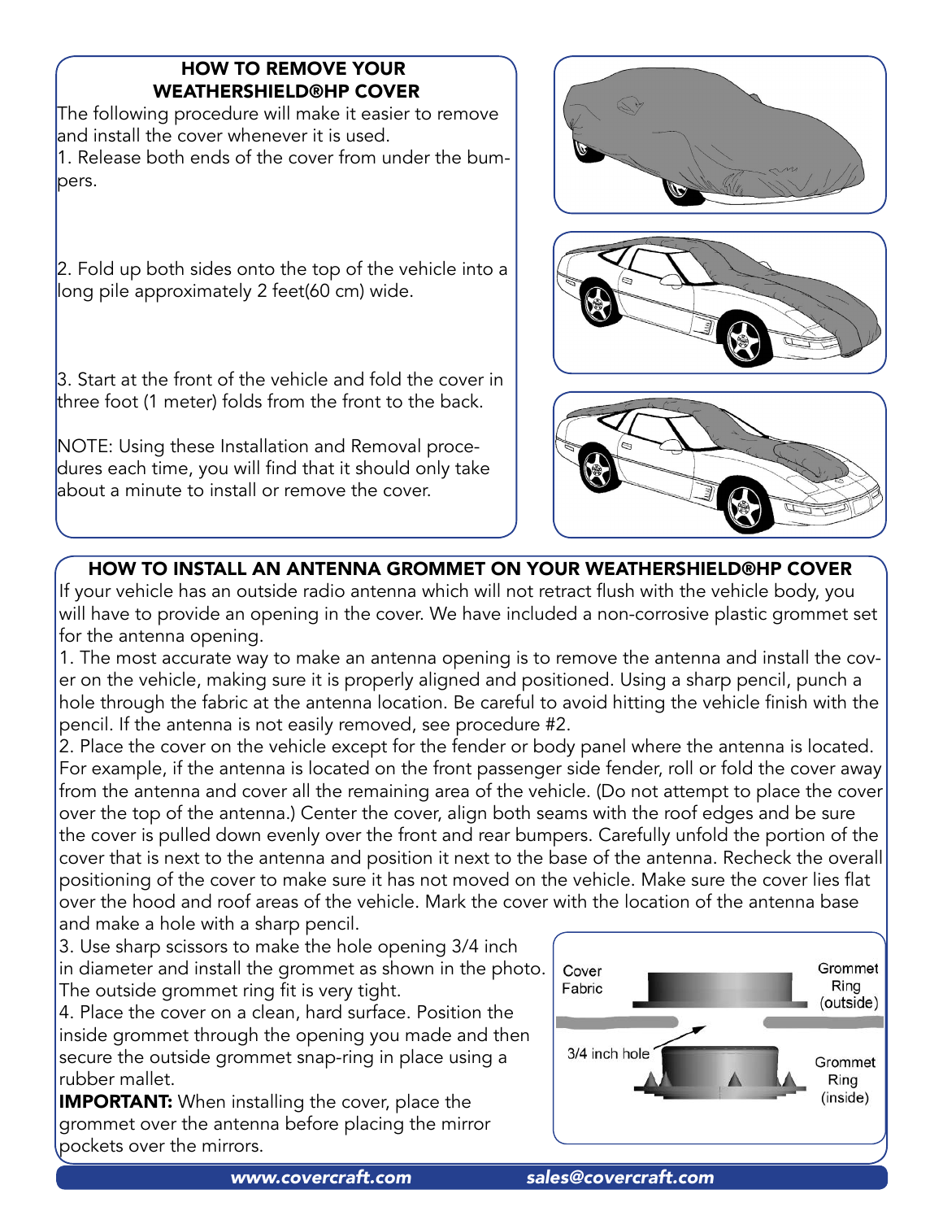## HOW TO REMOVE YOUR WEATHERSHIELD®HP COVER

The following procedure will make it easier to remove and install the cover whenever it is used.

1. Release both ends of the cover from under the bumpers.

2. Fold up both sides onto the top of the vehicle into a long pile approximately 2 feet(60 cm) wide.

3. Start at the front of the vehicle and fold the cover in three foot (1 meter) folds from the front to the back.

NOTE: Using these Installation and Removal procedures each time, you will find that it should only take about a minute to install or remove the cover.

## HOW TO INSTALL AN ANTENNA GROMMET ON YOUR WEATHERSHIELD®HP COVER

If your vehicle has an outside radio antenna which will not retract flush with the vehicle body, you will have to provide an opening in the cover. We have included a non-corrosive plastic grommet set for the antenna opening.

1. The most accurate way to make an antenna opening is to remove the antenna and install the cover on the vehicle, making sure it is properly aligned and positioned. Using a sharp pencil, punch a hole through the fabric at the antenna location. Be careful to avoid hitting the vehicle finish with the pencil. If the antenna is not easily removed, see procedure #2.

2. Place the cover on the vehicle except for the fender or body panel where the antenna is located. For example, if the antenna is located on the front passenger side fender, roll or fold the cover away from the antenna and cover all the remaining area of the vehicle. (Do not attempt to place the cover over the top of the antenna.) Center the cover, align both seams with the roof edges and be sure the cover is pulled down evenly over the front and rear bumpers. Carefully unfold the portion of the cover that is next to the antenna and position it next to the base of the antenna. Recheck the overall positioning of the cover to make sure it has not moved on the vehicle. Make sure the cover lies flat over the hood and roof areas of the vehicle. Mark the cover with the location of the antenna base and make a hole with a sharp pencil.

3. Use sharp scissors to make the hole opening 3/4 inch in diameter and install the grommet as shown in the photo. The outside grommet ring fit is very tight.

4. Place the cover on a clean, hard surface. Position the inside grommet through the opening you made and then secure the outside grommet snap-ring in place using a rubber mallet.

**IMPORTANT:** When installing the cover, place the grommet over the antenna before placing the mirror pockets over the mirrors.

Cover Fabric | Grommet Ring (outside) | 3/4 inch hole | Grommet Ring (inside)

*www.covercraft.com* *sales@covercraft.com*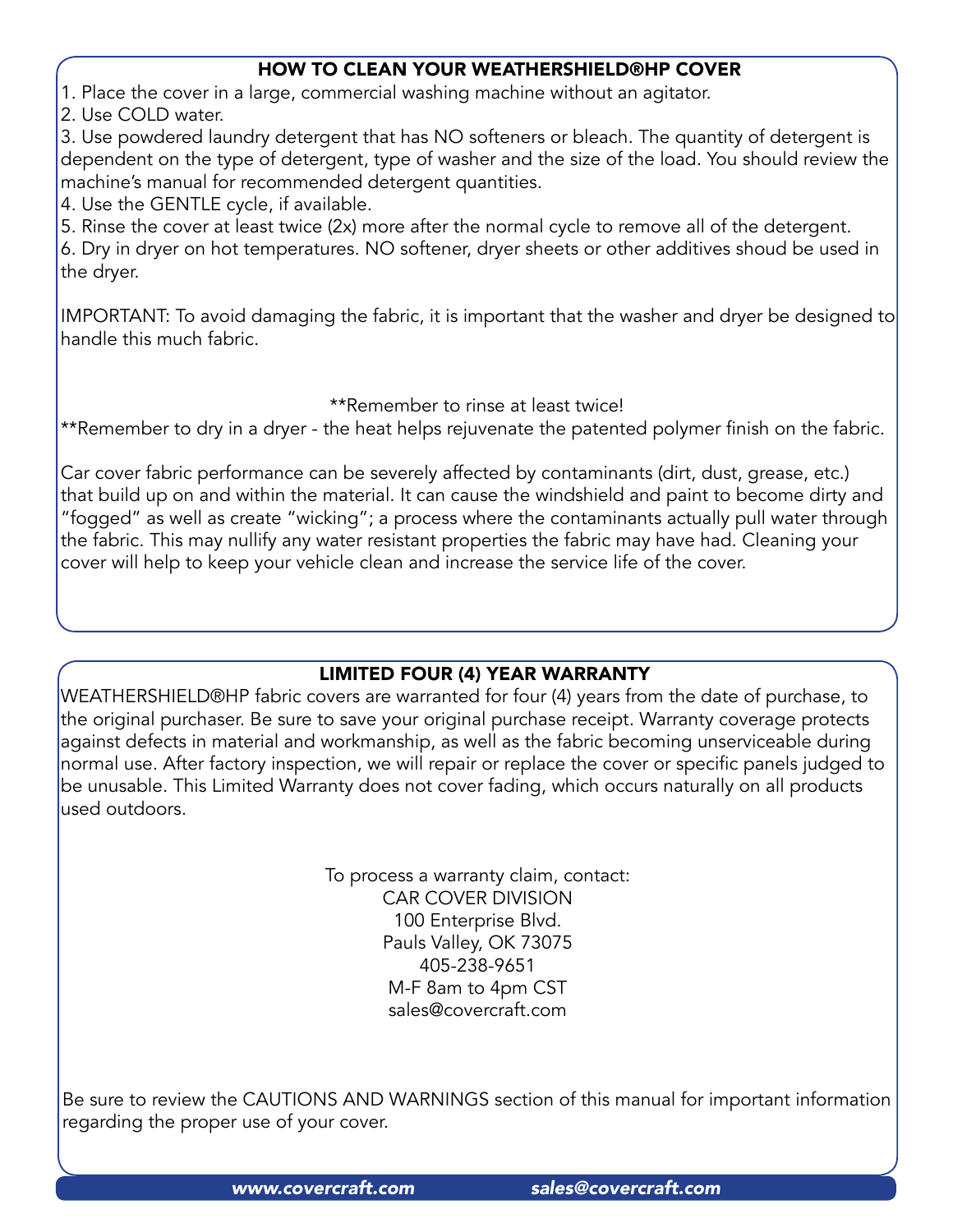## HOW TO CLEAN YOUR WEATHERSHIELD®HP COVER

1. Place the cover in a large, commercial washing machine without an agitator.
2. Use COLD water.
3. Use powdered laundry detergent that has NO softeners or bleach. The quantity of detergent is dependent on the type of detergent, type of washer and the size of the load. You should review the machine's manual for recommended detergent quantities.
4. Use the GENTLE cycle, if available.
5. Rinse the cover at least twice (2x) more after the normal cycle to remove all of the detergent.
6. Dry in dryer on hot temperatures. NO softener, dryer sheets or other additives shoud be used in the dryer.

IMPORTANT: To avoid damaging the fabric, it is important that the washer and dryer be designed to handle this much fabric.

**Remember to rinse at least twice!

**Remember to dry in a dryer - the heat helps rejuvenate the patented polymer finish on the fabric.

Car cover fabric performance can be severely affected by contaminants (dirt, dust, grease, etc.) that build up on and within the material. It can cause the windshield and paint to become dirty and "fogged" as well as create "wicking"; a process where the contaminants actually pull water through the fabric. This may nullify any water resistant properties the fabric may have had. Cleaning your cover will help to keep your vehicle clean and increase the service life of the cover.

## LIMITED FOUR (4) YEAR WARRANTY

WEATHERSHIELD®HP fabric covers are warranted for four (4) years from the date of purchase, to the original purchaser. Be sure to save your original purchase receipt. Warranty coverage protects against defects in material and workmanship, as well as the fabric becoming unserviceable during normal use. After factory inspection, we will repair or replace the cover or specific panels judged to be unusable. This Limited Warranty does not cover fading, which occurs naturally on all products used outdoors.

To process a warranty claim, contact:
CAR COVER DIVISION
100 Enterprise Blvd.
Pauls Valley, OK 73075
405-238-9651
M-F 8am to 4pm CST
sales@covercraft.com

Be sure to review the CAUTIONS AND WARNINGS section of this manual for important information regarding the proper use of your cover.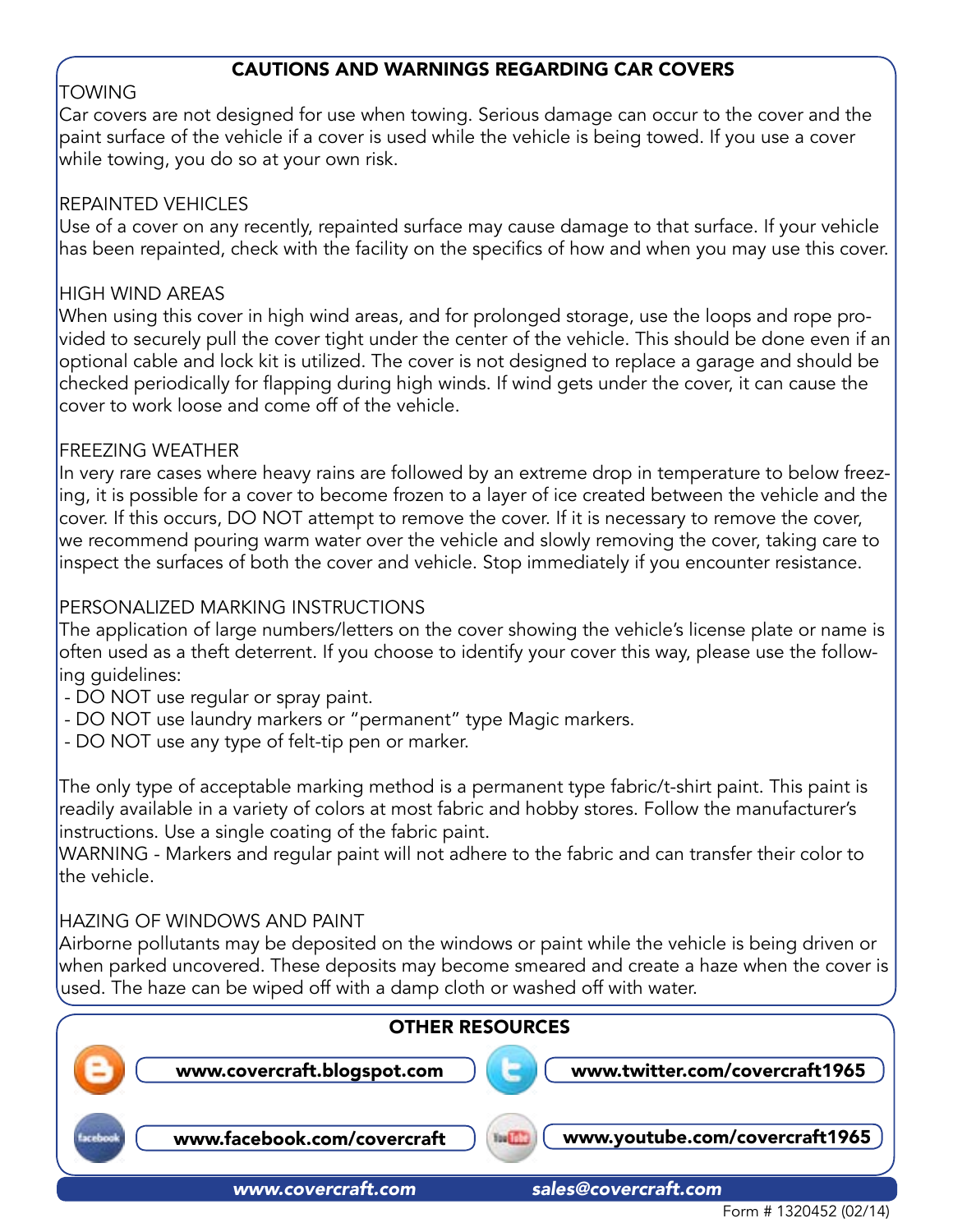## CAUTIONS AND WARNINGS REGARDING CAR COVERS

### TOWING

Car covers are not designed for use when towing. Serious damage can occur to the cover and the paint surface of the vehicle if a cover is used while the vehicle is being towed. If you use a cover while towing, you do so at your own risk.

### REPAINTED VEHICLES

Use of a cover on any recently, repainted surface may cause damage to that surface. If your vehicle has been repainted, check with the facility on the specifics of how and when you may use this cover.

### HIGH WIND AREAS

When using this cover in high wind areas, and for prolonged storage, use the loops and rope provided to securely pull the cover tight under the center of the vehicle. This should be done even if an optional cable and lock kit is utilized. The cover is not designed to replace a garage and should be checked periodically for flapping during high winds. If wind gets under the cover, it can cause the cover to work loose and come off of the vehicle.

### FREEZING WEATHER

In very rare cases where heavy rains are followed by an extreme drop in temperature to below freezing, it is possible for a cover to become frozen to a layer of ice created between the vehicle and the cover. If this occurs, DO NOT attempt to remove the cover. If it is necessary to remove the cover, we recommend pouring warm water over the vehicle and slowly removing the cover, taking care to inspect the surfaces of both the cover and vehicle. Stop immediately if you encounter resistance.

### PERSONALIZED MARKING INSTRUCTIONS

The application of large numbers/letters on the cover showing the vehicle's license plate or name is often used as a theft deterrent. If you choose to identify your cover this way, please use the following guidelines:

- DO NOT use regular or spray paint.
- DO NOT use laundry markers or "permanent" type Magic markers.
- DO NOT use any type of felt-tip pen or marker.

The only type of acceptable marking method is a permanent type fabric/t-shirt paint. This paint is readily available in a variety of colors at most fabric and hobby stores. Follow the manufacturer's instructions. Use a single coating of the fabric paint.

WARNING - Markers and regular paint will not adhere to the fabric and can transfer their color to the vehicle.

### HAZING OF WINDOWS AND PAINT

Airborne pollutants may be deposited on the windows or paint while the vehicle is being driven or when parked uncovered. These deposits may become smeared and create a haze when the cover is used. The haze can be wiped off with a damp cloth or washed off with water.

## OTHER RESOURCES

**www.covercraft.blogspot.com**

**www.twitter.com/covercraft1965**

**www.facebook.com/covercraft**

**www.youtube.com/covercraft1965**

***www.covercraft.com*** ***sales@covercraft.com***

Form # 1320452 (02/14)